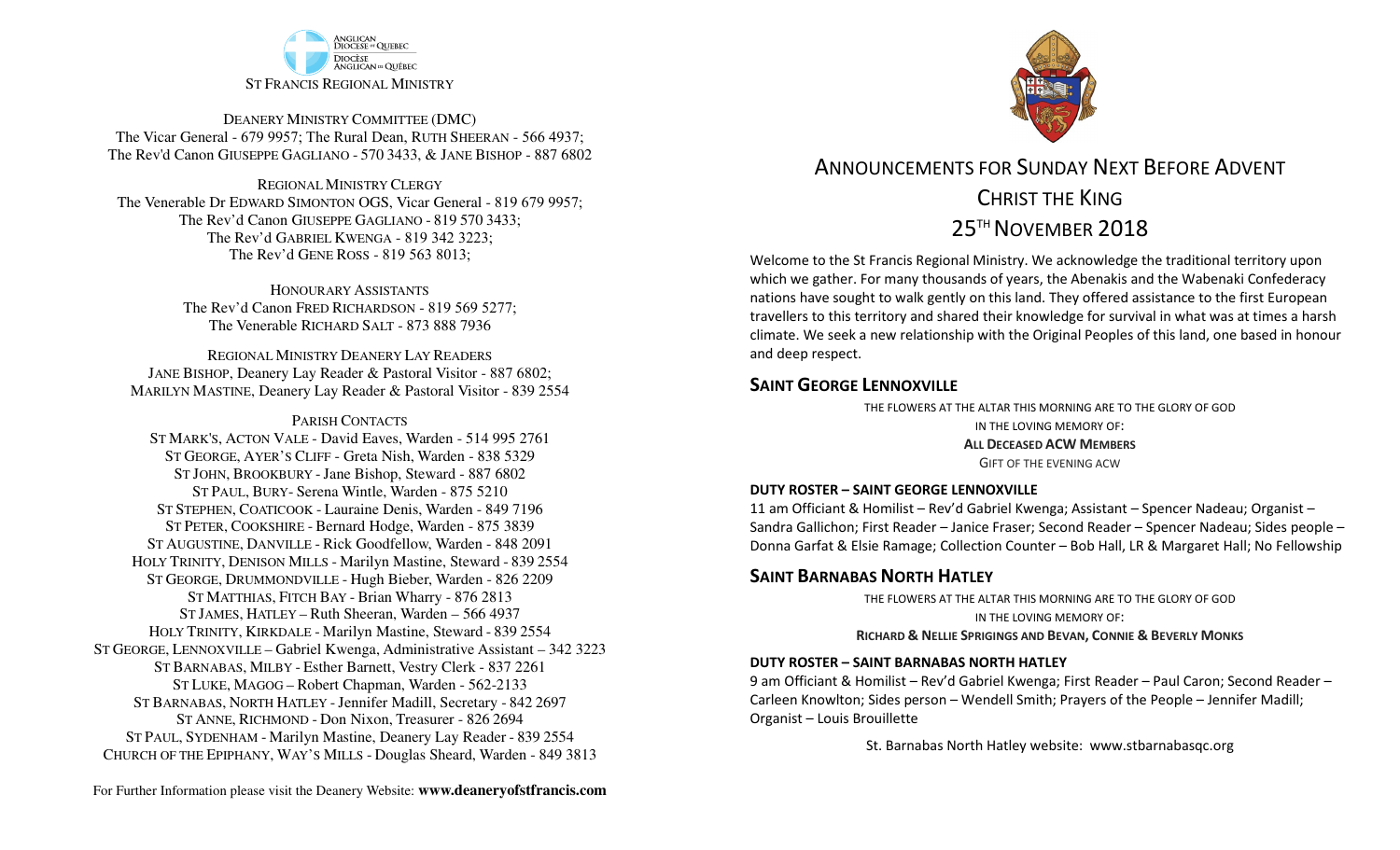ANGLICAN DIOCESE OF QUEBEC
DIOCÈSE ANGLICAN DE QUÉBEC

ST FRANCIS REGIONAL MINISTRY

DEANERY MINISTRY COMMITTEE (DMC)
The Vicar General - 679 9957; The Rural Dean, RUTH SHEERAN - 566 4937;
The Rev'd Canon GIUSEPPE GAGLIANO - 570 3433, & JANE BISHOP - 887 6802

REGIONAL MINISTRY CLERGY
The Venerable Dr EDWARD SIMONTON OGS, Vicar General - 819 679 9957;
The Rev'd Canon GIUSEPPE GAGLIANO - 819 570 3433;
The Rev'd GABRIEL KWENGA - 819 342 3223;
The Rev'd GENE ROSS - 819 563 8013;

HONOURARY ASSISTANTS
The Rev'd Canon FRED RICHARDSON - 819 569 5277;
The Venerable RICHARD SALT - 873 888 7936

REGIONAL MINISTRY DEANERY LAY READERS
JANE BISHOP, Deanery Lay Reader & Pastoral Visitor - 887 6802;
MARILYN MASTINE, Deanery Lay Reader & Pastoral Visitor - 839 2554

PARISH CONTACTS
ST MARK'S, ACTON VALE - David Eaves, Warden - 514 995 2761
ST GEORGE, AYER'S CLIFF - Greta Nish, Warden - 838 5329
ST JOHN, BROOKBURY - Jane Bishop, Steward - 887 6802
ST PAUL, BURY- Serena Wintle, Warden - 875 5210
ST STEPHEN, COATICOOK - Lauraine Denis, Warden - 849 7196
ST PETER, COOKSHIRE - Bernard Hodge, Warden - 875 3839
ST AUGUSTINE, DANVILLE - Rick Goodfellow, Warden - 848 2091
HOLY TRINITY, DENISON MILLS - Marilyn Mastine, Steward - 839 2554
ST GEORGE, DRUMMONDVILLE - Hugh Bieber, Warden - 826 2209
ST MATTHIAS, FITCH BAY - Brian Wharry - 876 2813
ST JAMES, HATLEY – Ruth Sheeran, Warden – 566 4937
HOLY TRINITY, KIRKDALE - Marilyn Mastine, Steward - 839 2554
ST GEORGE, LENNOXVILLE – Gabriel Kwenga, Administrative Assistant – 342 3223
ST BARNABAS, MILBY - Esther Barnett, Vestry Clerk - 837 2261
ST LUKE, MAGOG – Robert Chapman, Warden - 562-2133
ST BARNABAS, NORTH HATLEY - Jennifer Madill, Secretary - 842 2697
ST ANNE, RICHMOND - Don Nixon, Treasurer - 826 2694
ST PAUL, SYDENHAM - Marilyn Mastine, Deanery Lay Reader - 839 2554
CHURCH OF THE EPIPHANY, WAY'S MILLS - Douglas Sheard, Warden - 849 3813

For Further Information please visit the Deanery Website: **www.deaneryofstfrancis.com**

# ANNOUNCEMENTS FOR SUNDAY NEXT BEFORE ADVENT
# CHRIST THE KING
# 25TH NOVEMBER 2018

Welcome to the St Francis Regional Ministry. We acknowledge the traditional territory upon which we gather. For many thousands of years, the Abenakis and the Wabenaki Confederacy nations have sought to walk gently on this land. They offered assistance to the first European travellers to this territory and shared their knowledge for survival in what was at times a harsh climate. We seek a new relationship with the Original Peoples of this land, one based in honour and deep respect.

## SAINT GEORGE LENNOXVILLE

THE FLOWERS AT THE ALTAR THIS MORNING ARE TO THE GLORY OF GOD
IN THE LOVING MEMORY OF:
**ALL DECEASED ACW MEMBERS**
GIFT OF THE EVENING ACW

**DUTY ROSTER – SAINT GEORGE LENNOXVILLE**

11 am Officiant & Homilist – Rev'd Gabriel Kwenga; Assistant – Spencer Nadeau; Organist – Sandra Gallichon; First Reader – Janice Fraser; Second Reader – Spencer Nadeau; Sides people – Donna Garfat & Elsie Ramage; Collection Counter – Bob Hall, LR & Margaret Hall; No Fellowship

## SAINT BARNABAS NORTH HATLEY

THE FLOWERS AT THE ALTAR THIS MORNING ARE TO THE GLORY OF GOD
IN THE LOVING MEMORY OF:
**RICHARD & NELLIE SPRIGINGS AND BEVAN, CONNIE & BEVERLY MONKS**

**DUTY ROSTER – SAINT BARNABAS NORTH HATLEY**

9 am Officiant & Homilist – Rev'd Gabriel Kwenga; First Reader – Paul Caron; Second Reader – Carleen Knowlton; Sides person – Wendell Smith; Prayers of the People – Jennifer Madill; Organist – Louis Brouillette

St. Barnabas North Hatley website: www.stbarnabasqc.org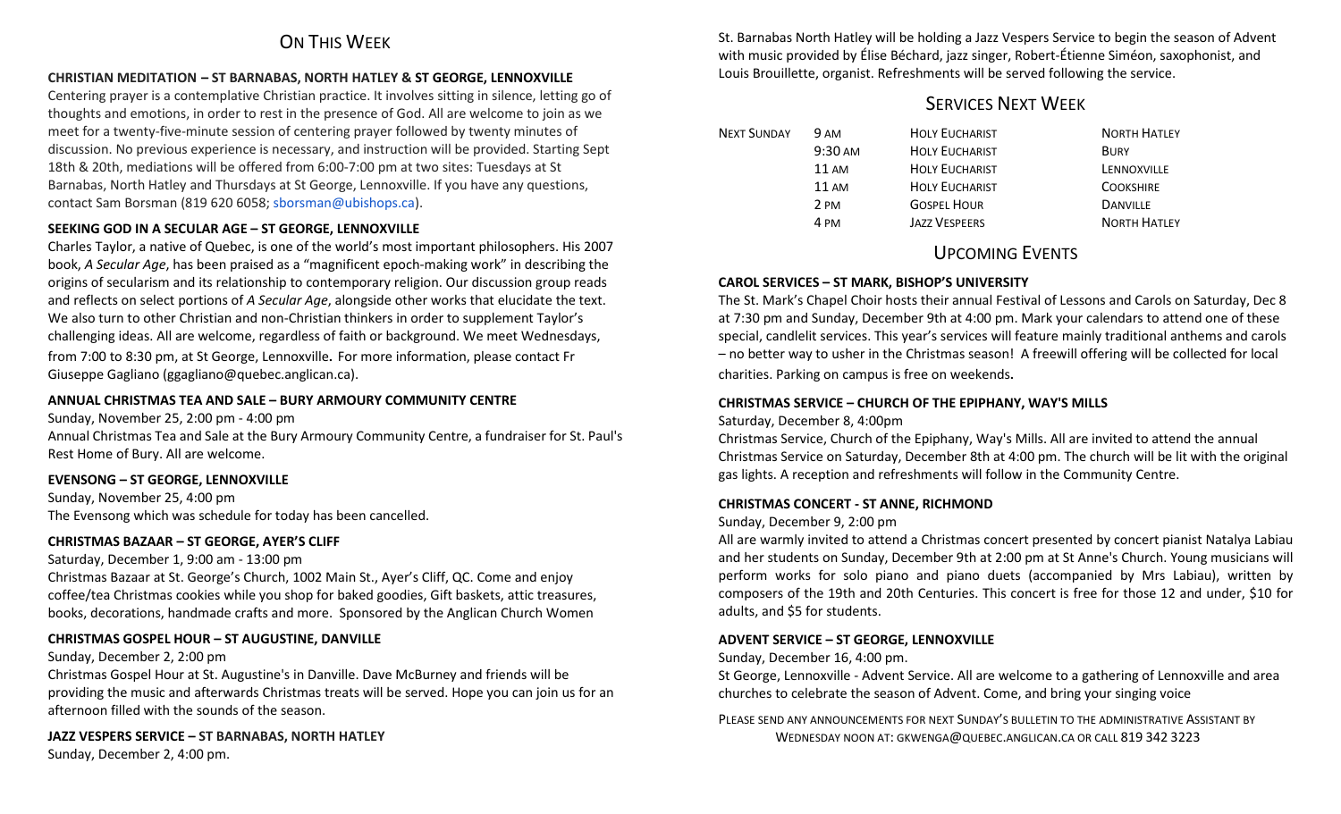# On This Week

**CHRISTIAN MEDITATION – ST BARNABAS, NORTH HATLEY & ST GEORGE, LENNOXVILLE**

Centering prayer is a contemplative Christian practice. It involves sitting in silence, letting go of thoughts and emotions, in order to rest in the presence of God. All are welcome to join as we meet for a twenty-five-minute session of centering prayer followed by twenty minutes of discussion. No previous experience is necessary, and instruction will be provided. Starting Sept 18th & 20th, mediations will be offered from 6:00-7:00 pm at two sites: Tuesdays at St Barnabas, North Hatley and Thursdays at St George, Lennoxville. If you have any questions, contact Sam Borsman (819 620 6058; sborsman@ubishops.ca).

**SEEKING GOD IN A SECULAR AGE – ST GEORGE, LENNOXVILLE**

Charles Taylor, a native of Quebec, is one of the world's most important philosophers. His 2007 book, *A Secular Age*, has been praised as a "magnificent epoch-making work" in describing the origins of secularism and its relationship to contemporary religion. Our discussion group reads and reflects on select portions of *A Secular Age*, alongside other works that elucidate the text. We also turn to other Christian and non-Christian thinkers in order to supplement Taylor's challenging ideas. All are welcome, regardless of faith or background. We meet Wednesdays, from 7:00 to 8:30 pm, at St George, Lennoxville. For more information, please contact Fr Giuseppe Gagliano (ggagliano@quebec.anglican.ca).

**ANNUAL CHRISTMAS TEA AND SALE – BURY ARMOURY COMMUNITY CENTRE**

Sunday, November 25, 2:00 pm - 4:00 pm

Annual Christmas Tea and Sale at the Bury Armoury Community Centre, a fundraiser for St. Paul's Rest Home of Bury. All are welcome.

**EVENSONG – ST GEORGE, LENNOXVILLE**

Sunday, November 25, 4:00 pm

The Evensong which was schedule for today has been cancelled.

**CHRISTMAS BAZAAR – ST GEORGE, AYER'S CLIFF**

Saturday, December 1, 9:00 am - 13:00 pm

Christmas Bazaar at St. George's Church, 1002 Main St., Ayer's Cliff, QC. Come and enjoy coffee/tea Christmas cookies while you shop for baked goodies, Gift baskets, attic treasures, books, decorations, handmade crafts and more. Sponsored by the Anglican Church Women

**CHRISTMAS GOSPEL HOUR – ST AUGUSTINE, DANVILLE**

Sunday, December 2, 2:00 pm

Christmas Gospel Hour at St. Augustine's in Danville. Dave McBurney and friends will be providing the music and afterwards Christmas treats will be served. Hope you can join us for an afternoon filled with the sounds of the season.

**JAZZ VESPERS SERVICE – ST BARNABAS, NORTH HATLEY**

Sunday, December 2, 4:00 pm.

St. Barnabas North Hatley will be holding a Jazz Vespers Service to begin the season of Advent with music provided by Élise Béchard, jazz singer, Robert-Étienne Siméon, saxophonist, and Louis Brouillette, organist. Refreshments will be served following the service.

# Services Next Week

| | | | |
|---|---|---|---|
| Next Sunday | 9 AM | Holy Eucharist | North Hatley |
| | 9:30 AM | Holy Eucharist | Bury |
| | 11 AM | Holy Eucharist | Lennoxville |
| | 11 AM | Holy Eucharist | Cookshire |
| | 2 PM | Gospel Hour | Danville |
| | 4 PM | Jazz Vespeers | North Hatley |

# Upcoming Events

**CAROL SERVICES – ST MARK, BISHOP'S UNIVERSITY**

The St. Mark's Chapel Choir hosts their annual Festival of Lessons and Carols on Saturday, Dec 8 at 7:30 pm and Sunday, December 9th at 4:00 pm. Mark your calendars to attend one of these special, candlelit services. This year's services will feature mainly traditional anthems and carols – no better way to usher in the Christmas season! A freewill offering will be collected for local charities. Parking on campus is free on weekends.

**CHRISTMAS SERVICE – CHURCH OF THE EPIPHANY, WAY'S MILLS**

Saturday, December 8, 4:00pm

Christmas Service, Church of the Epiphany, Way's Mills. All are invited to attend the annual Christmas Service on Saturday, December 8th at 4:00 pm. The church will be lit with the original gas lights. A reception and refreshments will follow in the Community Centre.

**CHRISTMAS CONCERT - ST ANNE, RICHMOND**

Sunday, December 9, 2:00 pm

All are warmly invited to attend a Christmas concert presented by concert pianist Natalya Labiau and her students on Sunday, December 9th at 2:00 pm at St Anne's Church. Young musicians will perform works for solo piano and piano duets (accompanied by Mrs Labiau), written by composers of the 19th and 20th Centuries. This concert is free for those 12 and under, $10 for adults, and $5 for students.

**ADVENT SERVICE – ST GEORGE, LENNOXVILLE**

Sunday, December 16, 4:00 pm.

St George, Lennoxville - Advent Service. All are welcome to a gathering of Lennoxville and area churches to celebrate the season of Advent. Come, and bring your singing voice

PLEASE SEND ANY ANNOUNCEMENTS FOR NEXT SUNDAY'S BULLETIN TO THE ADMINISTRATIVE ASSISTANT BY WEDNESDAY NOON AT: GKWENGA@QUEBEC.ANGLICAN.CA OR CALL 819 342 3223